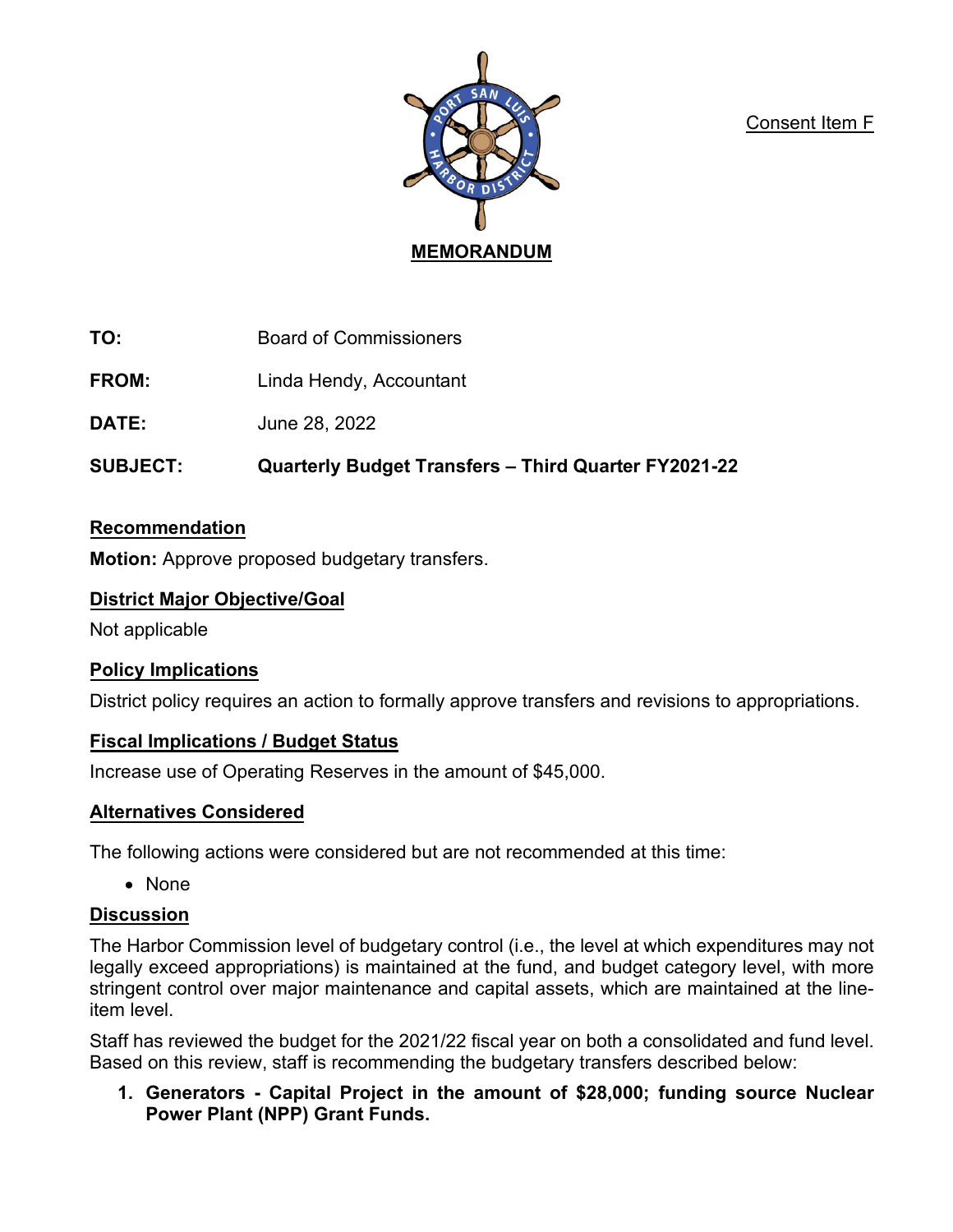Consent Item F

**MEMORANDUM**

**TO:** Board of Commissioners

**FROM:** Linda Hendy, Accountant

**DATE:** June 28, 2022

**SUBJECT:** **Quarterly Budget Transfers – Third Quarter FY2021-22**

## Recommendation

**Motion:** Approve proposed budgetary transfers.

## District Major Objective/Goal

Not applicable

## Policy Implications

District policy requires an action to formally approve transfers and revisions to appropriations.

## Fiscal Implications / Budget Status

Increase use of Operating Reserves in the amount of $45,000.

## Alternatives Considered

The following actions were considered but are not recommended at this time:

- None

## Discussion

The Harbor Commission level of budgetary control (i.e., the level at which expenditures may not legally exceed appropriations) is maintained at the fund, and budget category level, with more stringent control over major maintenance and capital assets, which are maintained at the line-item level.

Staff has reviewed the budget for the 2021/22 fiscal year on both a consolidated and fund level. Based on this review, staff is recommending the budgetary transfers described below:

1. **Generators - Capital Project in the amount of $28,000; funding source Nuclear Power Plant (NPP) Grant Funds.**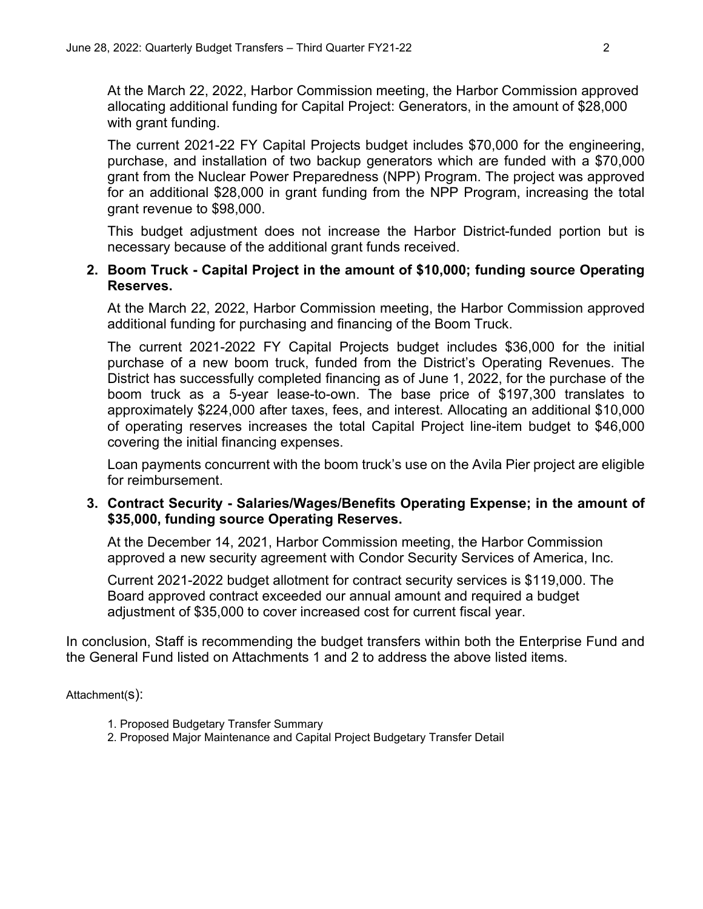At the March 22, 2022, Harbor Commission meeting, the Harbor Commission approved allocating additional funding for Capital Project: Generators, in the amount of $28,000 with grant funding.

The current 2021-22 FY Capital Projects budget includes $70,000 for the engineering, purchase, and installation of two backup generators which are funded with a $70,000 grant from the Nuclear Power Preparedness (NPP) Program. The project was approved for an additional $28,000 in grant funding from the NPP Program, increasing the total grant revenue to $98,000.

This budget adjustment does not increase the Harbor District-funded portion but is necessary because of the additional grant funds received.

2. **Boom Truck - Capital Project in the amount of $10,000; funding source Operating Reserves.**

   At the March 22, 2022, Harbor Commission meeting, the Harbor Commission approved additional funding for purchasing and financing of the Boom Truck.

   The current 2021-2022 FY Capital Projects budget includes $36,000 for the initial purchase of a new boom truck, funded from the District's Operating Revenues. The District has successfully completed financing as of June 1, 2022, for the purchase of the boom truck as a 5-year lease-to-own. The base price of $197,300 translates to approximately $224,000 after taxes, fees, and interest. Allocating an additional $10,000 of operating reserves increases the total Capital Project line-item budget to $46,000 covering the initial financing expenses.

   Loan payments concurrent with the boom truck's use on the Avila Pier project are eligible for reimbursement.

3. **Contract Security - Salaries/Wages/Benefits Operating Expense; in the amount of $35,000, funding source Operating Reserves.**

   At the December 14, 2021, Harbor Commission meeting, the Harbor Commission approved a new security agreement with Condor Security Services of America, Inc.

   Current 2021-2022 budget allotment for contract security services is $119,000. The Board approved contract exceeded our annual amount and required a budget adjustment of $35,000 to cover increased cost for current fiscal year.

In conclusion, Staff is recommending the budget transfers within both the Enterprise Fund and the General Fund listed on Attachments 1 and 2 to address the above listed items.

Attachment(s):

1. Proposed Budgetary Transfer Summary
2. Proposed Major Maintenance and Capital Project Budgetary Transfer Detail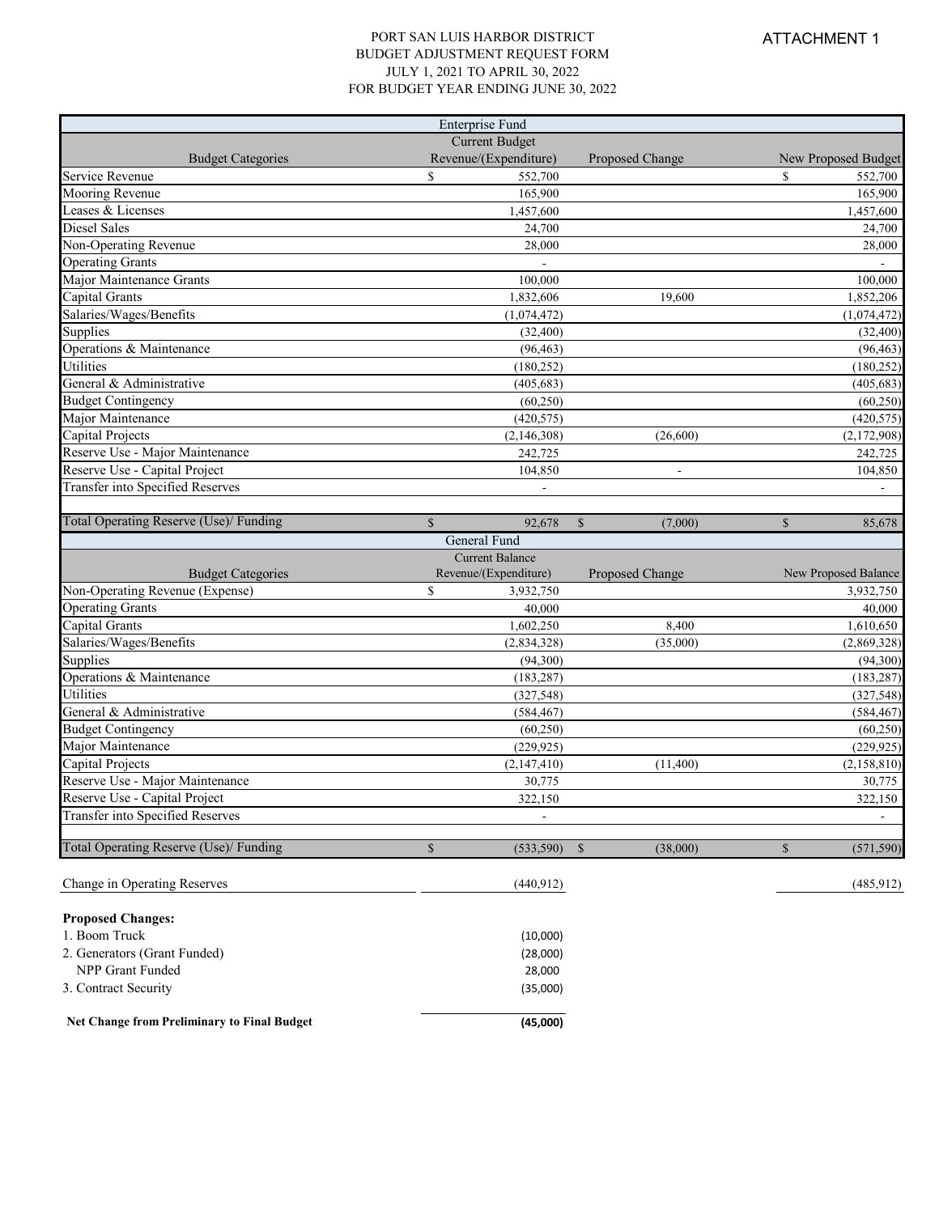ATTACHMENT 1

# PORT SAN LUIS HARBOR DISTRICT
## BUDGET ADJUSTMENT REQUEST FORM
### JULY 1, 2021 TO APRIL 30, 2022
### FOR BUDGET YEAR ENDING JUNE 30, 2022

| Enterprise Fund | | | |
|---|---|---|---|
| Budget Categories | Current Budget Revenue/(Expenditure) | Proposed Change | New Proposed Budget |
| Service Revenue | $ 552,700 | | $ 552,700 |
| Mooring Revenue | 165,900 | | 165,900 |
| Leases & Licenses | 1,457,600 | | 1,457,600 |
| Diesel Sales | 24,700 | | 24,700 |
| Non-Operating Revenue | 28,000 | | 28,000 |
| Operating Grants | - | | - |
| Major Maintenance Grants | 100,000 | | 100,000 |
| Capital Grants | 1,832,606 | 19,600 | 1,852,206 |
| Salaries/Wages/Benefits | (1,074,472) | | (1,074,472) |
| Supplies | (32,400) | | (32,400) |
| Operations & Maintenance | (96,463) | | (96,463) |
| Utilities | (180,252) | | (180,252) |
| General & Administrative | (405,683) | | (405,683) |
| Budget Contingency | (60,250) | | (60,250) |
| Major Maintenance | (420,575) | | (420,575) |
| Capital Projects | (2,146,308) | (26,600) | (2,172,908) |
| Reserve Use - Major Maintenance | 242,725 | | 242,725 |
| Reserve Use - Capital Project | 104,850 | - | 104,850 |
| Transfer into Specified Reserves | - | | - |
| Total Operating Reserve (Use)/ Funding | $ 92,678 | $ (7,000) | $ 85,678 |

| General Fund | | | |
|---|---|---|---|
| Budget Categories | Current Balance Revenue/(Expenditure) | Proposed Change | New Proposed Balance |
| Non-Operating Revenue (Expense) | $ 3,932,750 | | 3,932,750 |
| Operating Grants | 40,000 | | 40,000 |
| Capital Grants | 1,602,250 | 8,400 | 1,610,650 |
| Salaries/Wages/Benefits | (2,834,328) | (35,000) | (2,869,328) |
| Supplies | (94,300) | | (94,300) |
| Operations & Maintenance | (183,287) | | (183,287) |
| Utilities | (327,548) | | (327,548) |
| General & Administrative | (584,467) | | (584,467) |
| Budget Contingency | (60,250) | | (60,250) |
| Major Maintenance | (229,925) | | (229,925) |
| Capital Projects | (2,147,410) | (11,400) | (2,158,810) |
| Reserve Use - Major Maintenance | 30,775 | | 30,775 |
| Reserve Use - Capital Project | 322,150 | | 322,150 |
| Transfer into Specified Reserves | - | | - |
| Total Operating Reserve (Use)/ Funding | $ (533,590) | $ (38,000) | $ (571,590) |

| | | | |
|---|---|---|---|
| Change in Operating Reserves | (440,912) | | (485,912) |

**Proposed Changes:**

| | |
|---|---|
| 1. Boom Truck | (10,000) |
| 2. Generators (Grant Funded) | (28,000) |
| NPP Grant Funded | 28,000 |
| 3. Contract Security | (35,000) |
| **Net Change from Preliminary to Final Budget** | **(45,000)** |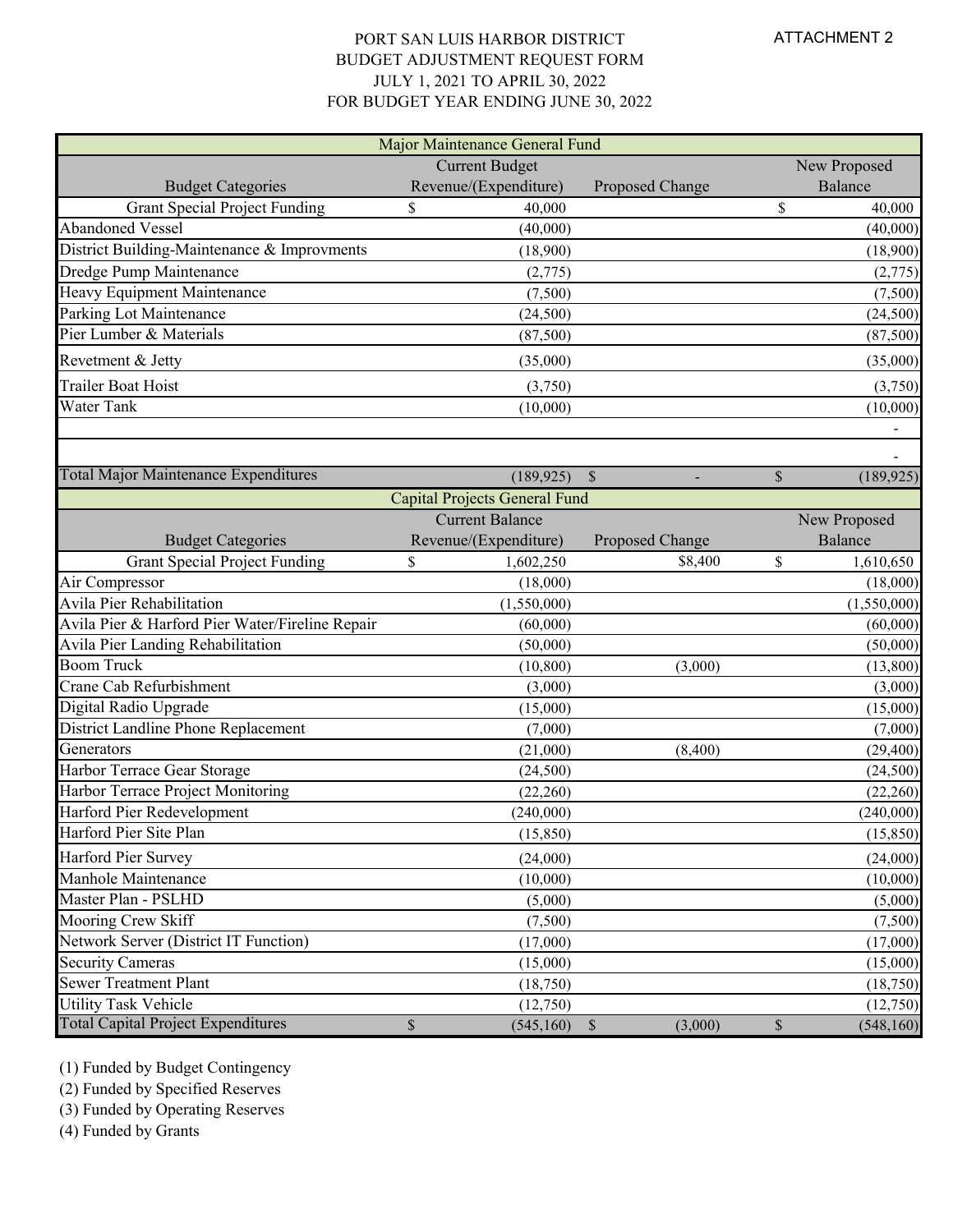ATTACHMENT 2

# PORT SAN LUIS HARBOR DISTRICT
## BUDGET ADJUSTMENT REQUEST FORM
## JULY 1, 2021 TO APRIL 30, 2022
## FOR BUDGET YEAR ENDING JUNE 30, 2022

| Major Maintenance General Fund | | | |
|---|---|---|---|
| Budget Categories | Current Budget Revenue/(Expenditure) | Proposed Change | New Proposed Balance |
| Grant Special Project Funding | $ 40,000 | | $ 40,000 |
| Abandoned Vessel | (40,000) | | (40,000) |
| District Building-Maintenance & Improvments | (18,900) | | (18,900) |
| Dredge Pump Maintenance | (2,775) | | (2,775) |
| Heavy Equipment Maintenance | (7,500) | | (7,500) |
| Parking Lot Maintenance | (24,500) | | (24,500) |
| Pier Lumber & Materials | (87,500) | | (87,500) |
| Revetment & Jetty | (35,000) | | (35,000) |
| Trailer Boat Hoist | (3,750) | | (3,750) |
| Water Tank | (10,000) | | (10,000) |
| | | | - |
| | | | - |
| Total Major Maintenance Expenditures | (189,925) | $ - | $ (189,925) |

| Capital Projects General Fund | | | |
|---|---|---|---|
| Budget Categories | Current Balance Revenue/(Expenditure) | Proposed Change | New Proposed Balance |
| Grant Special Project Funding | $ 1,602,250 | $8,400 | $ 1,610,650 |
| Air Compressor | (18,000) | | (18,000) |
| Avila Pier Rehabilitation | (1,550,000) | | (1,550,000) |
| Avila Pier & Harford Pier Water/Fireline Repair | (60,000) | | (60,000) |
| Avila Pier Landing Rehabilitation | (50,000) | | (50,000) |
| Boom Truck | (10,800) | (3,000) | (13,800) |
| Crane Cab Refurbishment | (3,000) | | (3,000) |
| Digital Radio Upgrade | (15,000) | | (15,000) |
| District Landline Phone Replacement | (7,000) | | (7,000) |
| Generators | (21,000) | (8,400) | (29,400) |
| Harbor Terrace Gear Storage | (24,500) | | (24,500) |
| Harbor Terrace Project Monitoring | (22,260) | | (22,260) |
| Harford Pier Redevelopment | (240,000) | | (240,000) |
| Harford Pier Site Plan | (15,850) | | (15,850) |
| Harford Pier Survey | (24,000) | | (24,000) |
| Manhole Maintenance | (10,000) | | (10,000) |
| Master Plan - PSLHD | (5,000) | | (5,000) |
| Mooring Crew Skiff | (7,500) | | (7,500) |
| Network Server (District IT Function) | (17,000) | | (17,000) |
| Security Cameras | (15,000) | | (15,000) |
| Sewer Treatment Plant | (18,750) | | (18,750) |
| Utility Task Vehicle | (12,750) | | (12,750) |
| Total Capital Project Expenditures | $ (545,160) | $ (3,000) | $ (548,160) |

(1) Funded by Budget Contingency
(2) Funded by Specified Reserves
(3) Funded by Operating Reserves
(4) Funded by Grants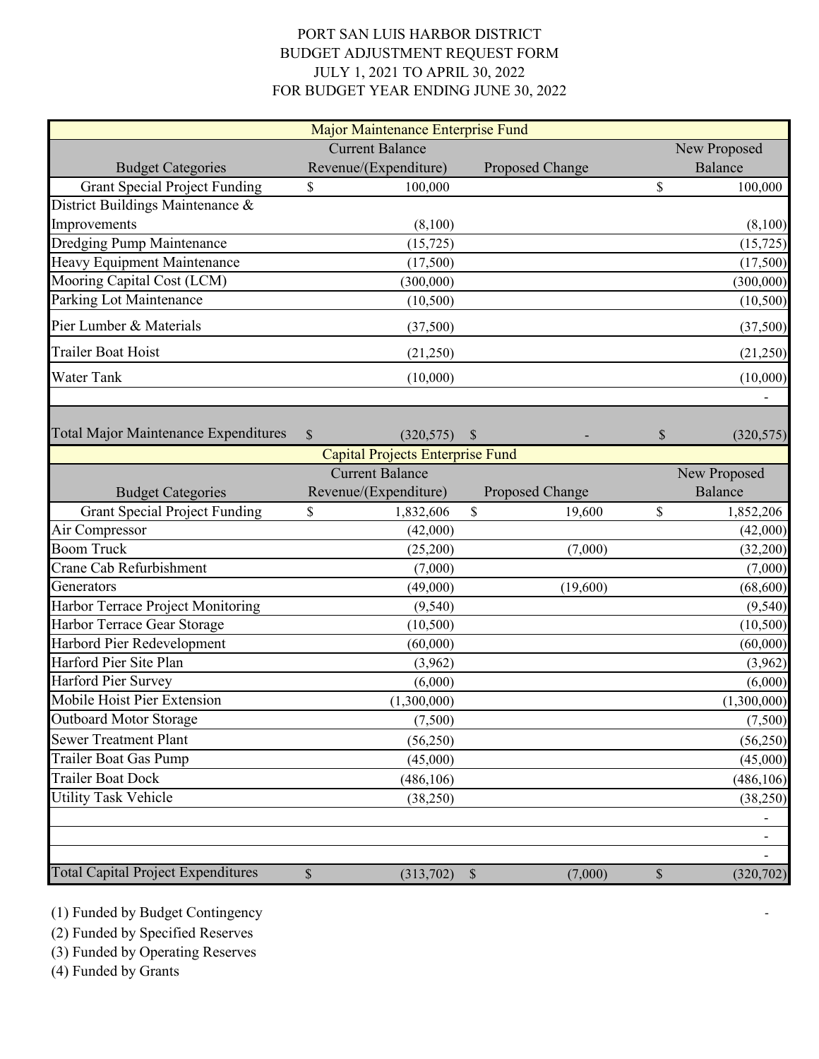# PORT SAN LUIS HARBOR DISTRICT
## BUDGET ADJUSTMENT REQUEST FORM
## JULY 1, 2021 TO APRIL 30, 2022
## FOR BUDGET YEAR ENDING JUNE 30, 2022

| Major Maintenance Enterprise Fund | | | |
|---|---|---|---|
| Budget Categories | Current Balance Revenue/(Expenditure) | Proposed Change | New Proposed Balance |
| Grant Special Project Funding | $ 100,000 | | $ 100,000 |
| District Buildings Maintenance & Improvements | (8,100) | | (8,100) |
| Dredging Pump Maintenance | (15,725) | | (15,725) |
| Heavy Equipment Maintenance | (17,500) | | (17,500) |
| Mooring Capital Cost (LCM) | (300,000) | | (300,000) |
| Parking Lot Maintenance | (10,500) | | (10,500) |
| Pier Lumber & Materials | (37,500) | | (37,500) |
| Trailer Boat Hoist | (21,250) | | (21,250) |
| Water Tank | (10,000) | | (10,000) |
| | | | - |
| Total Major Maintenance Expenditures | $ (320,575) | $ - | $ (320,575) |

| Capital Projects Enterprise Fund | | | |
|---|---|---|---|
| Budget Categories | Current Balance Revenue/(Expenditure) | Proposed Change | New Proposed Balance |
| Grant Special Project Funding | $ 1,832,606 | $ 19,600 | $ 1,852,206 |
| Air Compressor | (42,000) | | (42,000) |
| Boom Truck | (25,200) | (7,000) | (32,200) |
| Crane Cab Refurbishment | (7,000) | | (7,000) |
| Generators | (49,000) | (19,600) | (68,600) |
| Harbor Terrace Project Monitoring | (9,540) | | (9,540) |
| Harbor Terrace Gear Storage | (10,500) | | (10,500) |
| Harbord Pier Redevelopment | (60,000) | | (60,000) |
| Harford Pier Site Plan | (3,962) | | (3,962) |
| Harford Pier Survey | (6,000) | | (6,000) |
| Mobile Hoist Pier Extension | (1,300,000) | | (1,300,000) |
| Outboard Motor Storage | (7,500) | | (7,500) |
| Sewer Treatment Plant | (56,250) | | (56,250) |
| Trailer Boat Gas Pump | (45,000) | | (45,000) |
| Trailer Boat Dock | (486,106) | | (486,106) |
| Utility Task Vehicle | (38,250) | | (38,250) |
| | | | - |
| | | | - |
| | | | - |
| Total Capital Project Expenditures | $ (313,702) | $ (7,000) | $ (320,702) |

(1) Funded by Budget Contingency -

(2) Funded by Specified Reserves

(3) Funded by Operating Reserves

(4) Funded by Grants